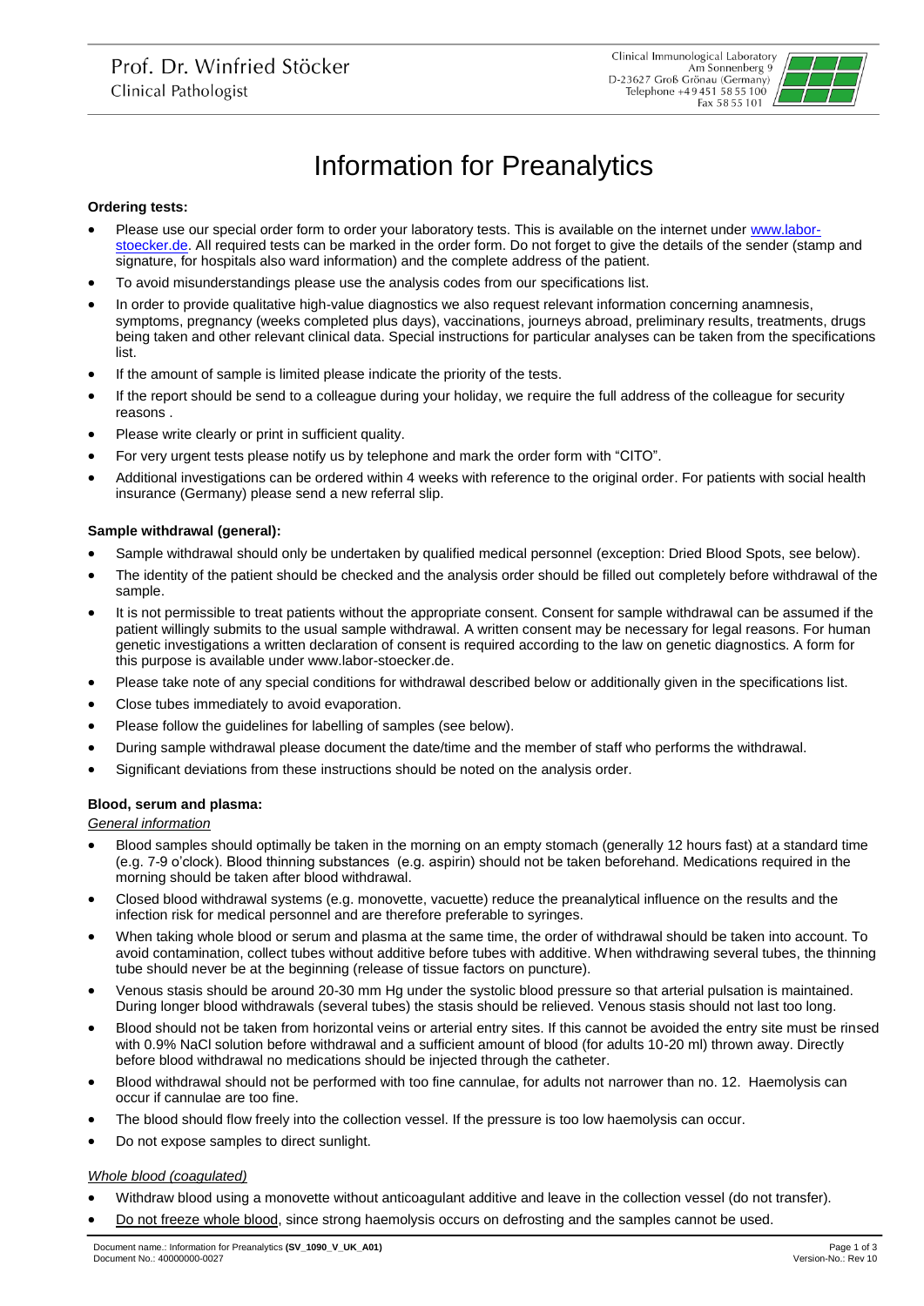Prof. Dr. Winfried Stöcker
Clinical Pathologist

Clinical Immunological Laboratory
Am Sonnenberg 9
D-23627 Groß Grönau (Germany)
Telephone +49 451 58 55 100
Fax 58 55 101

# Information for Preanalytics

**Ordering tests:**

- Please use our special order form to order your laboratory tests. This is available on the internet under www.labor-stoecker.de. All required tests can be marked in the order form. Do not forget to give the details of the sender (stamp and signature, for hospitals also ward information) and the complete address of the patient.
- To avoid misunderstandings please use the analysis codes from our specifications list.
- In order to provide qualitative high-value diagnostics we also request relevant information concerning anamnesis, symptoms, pregnancy (weeks completed plus days), vaccinations, journeys abroad, preliminary results, treatments, drugs being taken and other relevant clinical data. Special instructions for particular analyses can be taken from the specifications list.
- If the amount of sample is limited please indicate the priority of the tests.
- If the report should be send to a colleague during your holiday, we require the full address of the colleague for security reasons .
- Please write clearly or print in sufficient quality.
- For very urgent tests please notify us by telephone and mark the order form with "CITO".
- Additional investigations can be ordered within 4 weeks with reference to the original order. For patients with social health insurance (Germany) please send a new referral slip.

**Sample withdrawal (general):**

- Sample withdrawal should only be undertaken by qualified medical personnel (exception: Dried Blood Spots, see below).
- The identity of the patient should be checked and the analysis order should be filled out completely before withdrawal of the sample.
- It is not permissible to treat patients without the appropriate consent. Consent for sample withdrawal can be assumed if the patient willingly submits to the usual sample withdrawal. A written consent may be necessary for legal reasons. For human genetic investigations a written declaration of consent is required according to the law on genetic diagnostics. A form for this purpose is available under www.labor-stoecker.de.
- Please take note of any special conditions for withdrawal described below or additionally given in the specifications list.
- Close tubes immediately to avoid evaporation.
- Please follow the guidelines for labelling of samples (see below).
- During sample withdrawal please document the date/time and the member of staff who performs the withdrawal.
- Significant deviations from these instructions should be noted on the analysis order.

**Blood, serum and plasma:**

*General information*

- Blood samples should optimally be taken in the morning on an empty stomach (generally 12 hours fast) at a standard time (e.g. 7-9 o'clock). Blood thinning substances (e.g. aspirin) should not be taken beforehand. Medications required in the morning should be taken after blood withdrawal.
- Closed blood withdrawal systems (e.g. monovette, vacuette) reduce the preanalytical influence on the results and the infection risk for medical personnel and are therefore preferable to syringes.
- When taking whole blood or serum and plasma at the same time, the order of withdrawal should be taken into account. To avoid contamination, collect tubes without additive before tubes with additive. When withdrawing several tubes, the thinning tube should never be at the beginning (release of tissue factors on puncture).
- Venous stasis should be around 20-30 mm Hg under the systolic blood pressure so that arterial pulsation is maintained. During longer blood withdrawals (several tubes) the stasis should be relieved. Venous stasis should not last too long.
- Blood should not be taken from horizontal veins or arterial entry sites. If this cannot be avoided the entry site must be rinsed with 0.9% NaCl solution before withdrawal and a sufficient amount of blood (for adults 10-20 ml) thrown away. Directly before blood withdrawal no medications should be injected through the catheter.
- Blood withdrawal should not be performed with too fine cannulae, for adults not narrower than no. 12. Haemolysis can occur if cannulae are too fine.
- The blood should flow freely into the collection vessel. If the pressure is too low haemolysis can occur.
- Do not expose samples to direct sunlight.

*Whole blood (coagulated)*

- Withdraw blood using a monovette without anticoagulant additive and leave in the collection vessel (do not transfer).
- Do not freeze whole blood, since strong haemolysis occurs on defrosting and the samples cannot be used.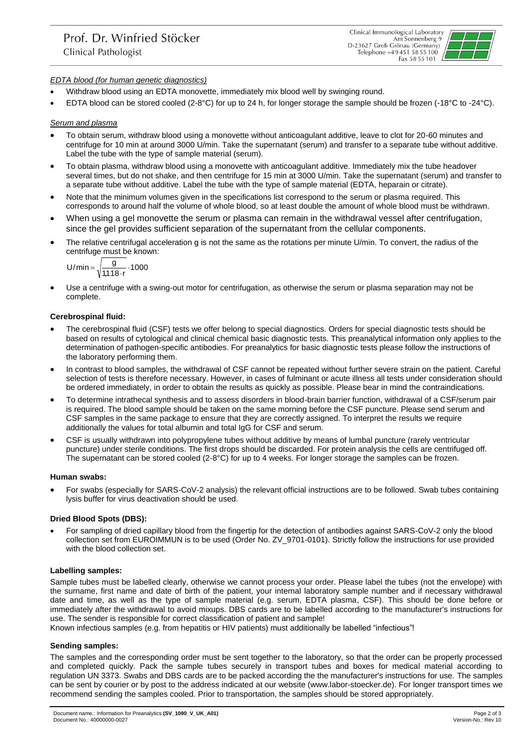*EDTA blood (for human genetic diagnostics)*

- Withdraw blood using an EDTA monovette, immediately mix blood well by swinging round.
- EDTA blood can be stored cooled (2-8°C) for up to 24 h, for longer storage the sample should be frozen (-18°C to -24°C).

*Serum and plasma*

- To obtain serum, withdraw blood using a monovette without anticoagulant additive, leave to clot for 20-60 minutes and centrifuge for 10 min at around 3000 U/min. Take the supernatant (serum) and transfer to a separate tube without additive. Label the tube with the type of sample material (serum).
- To obtain plasma, withdraw blood using a monovette with anticoagulant additive. Immediately mix the tube headover several times, but do not shake, and then centrifuge for 15 min at 3000 U/min. Take the supernatant (serum) and transfer to a separate tube without additive. Label the tube with the type of sample material (EDTA, heparin or citrate).
- Note that the minimum volumes given in the specifications list correspond to the serum or plasma required. This corresponds to around half the volume of whole blood, so at least double the amount of whole blood must be withdrawn.
- When using a gel monovette the serum or plasma can remain in the withdrawal vessel after centrifugation, since the gel provides sufficient separation of the supernatant from the cellular components.
- The relative centrifugal acceleration g is not the same as the rotations per minute U/min. To convert, the radius of the centrifuge must be known:

$$U/\min = \sqrt{\frac{g}{1{,}118 \cdot r}} \cdot 1000$$

- Use a centrifuge with a swing-out motor for centrifugation, as otherwise the serum or plasma separation may not be complete.

**Cerebrospinal fluid:**

- The cerebrospinal fluid (CSF) tests we offer belong to special diagnostics. Orders for special diagnostic tests should be based on results of cytological and clinical chemical basic diagnostic tests. This preanalytical information only applies to the determination of pathogen-specific antibodies. For preanalytics for basic diagnostic tests please follow the instructions of the laboratory performing them.
- In contrast to blood samples, the withdrawal of CSF cannot be repeated without further severe strain on the patient. Careful selection of tests is therefore necessary. However, in cases of fulminant or acute illness all tests under consideration should be ordered immediately, in order to obtain the results as quickly as possible. Please bear in mind the contraindications.
- To determine intrathecal synthesis and to assess disorders in blood-brain barrier function, withdrawal of a CSF/serum pair is required. The blood sample should be taken on the same morning before the CSF puncture. Please send serum and CSF samples in the same package to ensure that they are correctly assigned. To interpret the results we require additionally the values for total albumin and total IgG for CSF and serum.
- CSF is usually withdrawn into polypropylene tubes without additive by means of lumbal puncture (rarely ventricular puncture) under sterile conditions. The first drops should be discarded. For protein analysis the cells are centrifuged off. The supernatant can be stored cooled (2-8°C) for up to 4 weeks. For longer storage the samples can be frozen.

**Human swabs:**

- For swabs (especially for SARS-CoV-2 analysis) the relevant official instructions are to be followed. Swab tubes containing lysis buffer for virus deactivation should be used.

**Dried Blood Spots (DBS):**

- For sampling of dried capillary blood from the fingertip for the detection of antibodies against SARS-CoV-2 only the blood collection set from EUROIMMUN is to be used (Order No. ZV_9701-0101). Strictly follow the instructions for use provided with the blood collection set.

**Labelling samples:**

Sample tubes must be labelled clearly, otherwise we cannot process your order. Please label the tubes (not the envelope) with the surname, first name and date of birth of the patient, your internal laboratory sample number and if necessary withdrawal date and time, as well as the type of sample material (e.g. serum, EDTA plasma, CSF). This should be done before or immediately after the withdrawal to avoid mixups. DBS cards are to be labelled according to the manufacturer's instructions for use. The sender is responsible for correct classification of patient and sample!

Known infectious samples (e.g. from hepatitis or HIV patients) must additionally be labelled "infectious"!

**Sending samples:**

The samples and the corresponding order must be sent together to the laboratory, so that the order can be properly processed and completed quickly. Pack the sample tubes securely in transport tubes and boxes for medical material according to regulation UN 3373. Swabs and DBS cards are to be packed according the the manufacturer's instructions for use. The samples can be sent by courier or by post to the address indicated at our website (www.labor-stoecker.de). For longer transport times we recommend sending the samples cooled. Prior to transportation, the samples should be stored appropriately.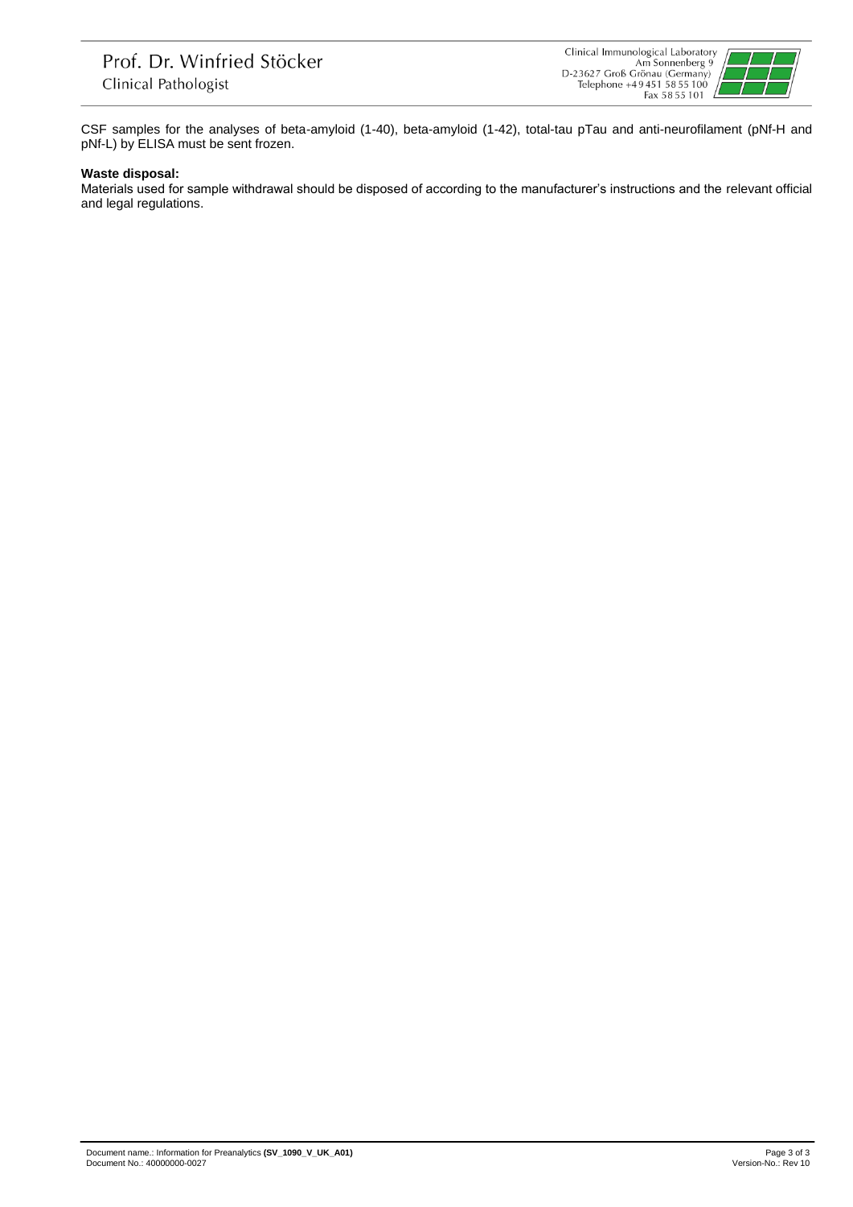CSF samples for the analyses of beta-amyloid (1-40), beta-amyloid (1-42), total-tau pTau and anti-neurofilament (pNf-H and pNf-L) by ELISA must be sent frozen.

**Waste disposal:**

Materials used for sample withdrawal should be disposed of according to the manufacturer's instructions and the relevant official and legal regulations.